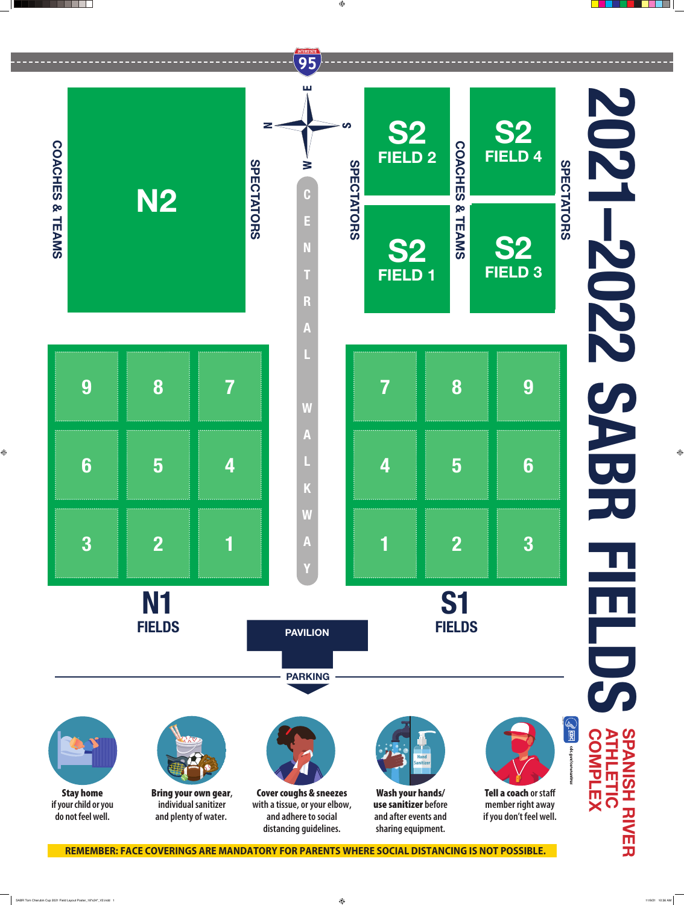# 2021–2022 SABR FIELDS

## SPANISH RIVER ATHLETIC COMPLEX

INTERSTATE 95

N E S W

COACHES & TEAMS

N2

SPECTATORS

CENTRAL WALKWAY

SPECTATORS

S2 FIELD 2

S2 FIELD 1

COACHES & TEAMS

S2 FIELD 4

S2 FIELD 3

SPECTATORS

9 8 7

6 5 4

3 2 1

N1 FIELDS

7 8 9

4 5 6

1 2 3

S1 FIELDS

PAVILION

PARKING

**Stay home** if your child or you do not feel well.

**Bring your own gear,** individual sanitizer and plenty of water.

**Cover coughs & sneezes** with a tissue, or your elbow, and adhere to social distancing guidelines.

**Wash your hands/ use sanitizer** before and after events and sharing equipment.

**Tell a coach** or staff member right away if you don't feel well.

cdc.gov/coronavirus

**REMEMBER: FACE COVERINGS ARE MANDATORY FOR PARENTS WHERE SOCIAL DISTANCING IS NOT POSSIBLE.**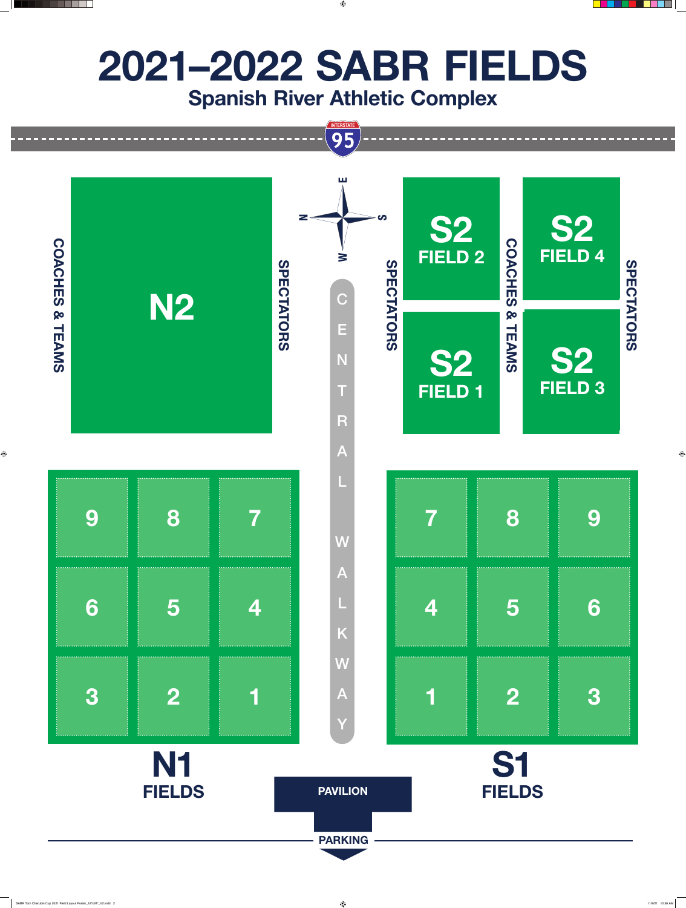# 2021–2022 SABR FIELDS

## Spanish River Athletic Complex

INTERSTATE 95

E
N S
W

COACHES & TEAMS

N2

SPECTATORS

CENTRAL WALKWAY

SPECTATORS

S2 FIELD 2

S2 FIELD 1

COACHES & TEAMS

S2 FIELD 4

S2 FIELD 3

SPECTATORS

9 8 7
6 5 4
3 2 1

**N1 FIELDS**

7 8 9
4 5 6
1 2 3

**S1 FIELDS**

PAVILION

PARKING